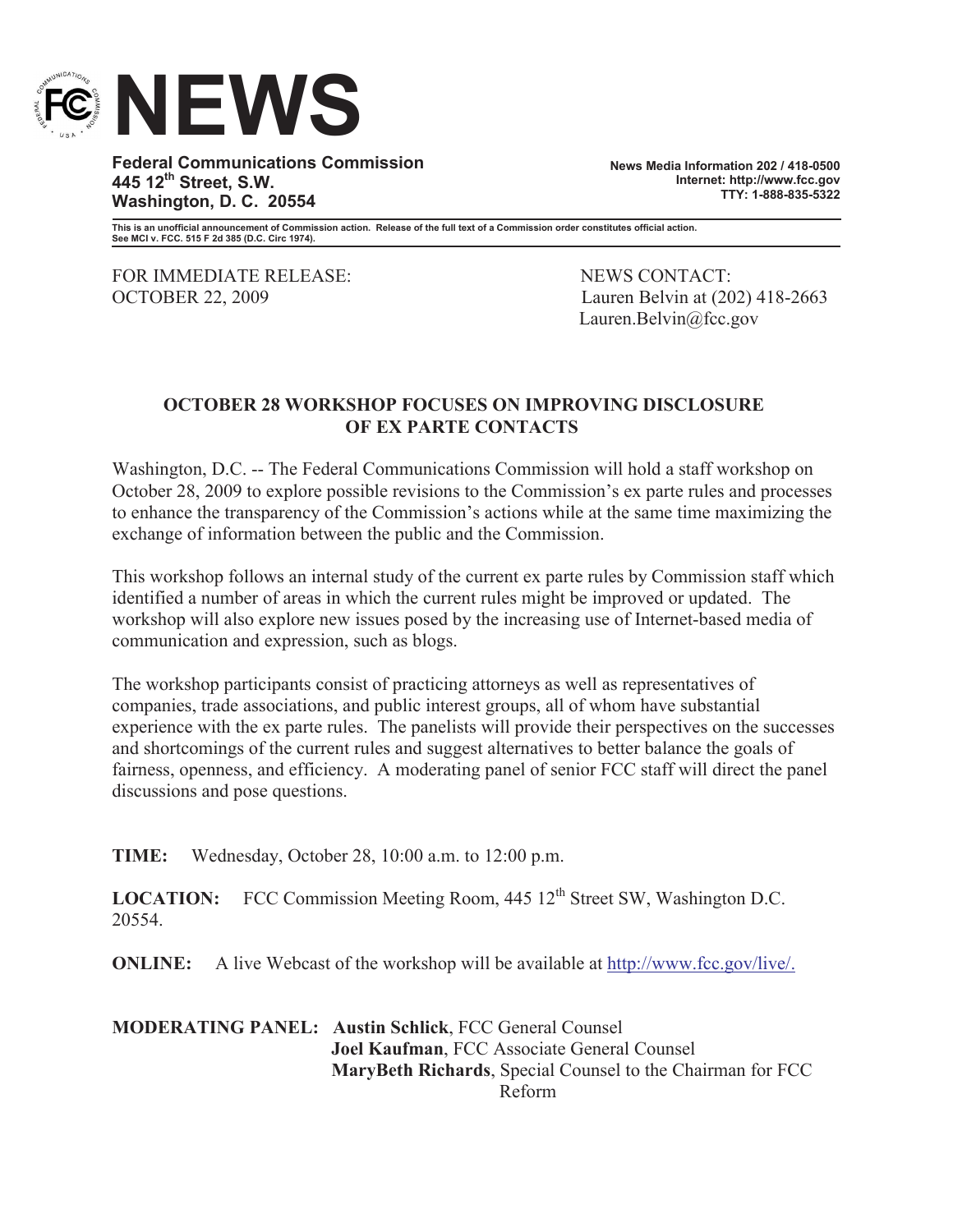# NEWS

**Federal Communications Commission**
**445 12th Street, S.W.**
**Washington, D. C. 20554**

**News Media Information 202 / 418-0500**
**Internet: http://www.fcc.gov**
**TTY: 1-888-835-5322**

**This is an unofficial announcement of Commission action. Release of the full text of a Commission order constitutes official action. See MCI v. FCC. 515 F 2d 385 (D.C. Circ 1974).**

FOR IMMEDIATE RELEASE:
OCTOBER 22, 2009

NEWS CONTACT:
Lauren Belvin at (202) 418-2663
Lauren.Belvin@fcc.gov

## OCTOBER 28 WORKSHOP FOCUSES ON IMPROVING DISCLOSURE OF EX PARTE CONTACTS

Washington, D.C. -- The Federal Communications Commission will hold a staff workshop on October 28, 2009 to explore possible revisions to the Commission's ex parte rules and processes to enhance the transparency of the Commission's actions while at the same time maximizing the exchange of information between the public and the Commission.

This workshop follows an internal study of the current ex parte rules by Commission staff which identified a number of areas in which the current rules might be improved or updated. The workshop will also explore new issues posed by the increasing use of Internet-based media of communication and expression, such as blogs.

The workshop participants consist of practicing attorneys as well as representatives of companies, trade associations, and public interest groups, all of whom have substantial experience with the ex parte rules. The panelists will provide their perspectives on the successes and shortcomings of the current rules and suggest alternatives to better balance the goals of fairness, openness, and efficiency. A moderating panel of senior FCC staff will direct the panel discussions and pose questions.

**TIME:** Wednesday, October 28, 10:00 a.m. to 12:00 p.m.

**LOCATION:** FCC Commission Meeting Room, 445 12th Street SW, Washington D.C. 20554.

**ONLINE:** A live Webcast of the workshop will be available at http://www.fcc.gov/live/.

**MODERATING PANEL:** **Austin Schlick**, FCC General Counsel
**Joel Kaufman**, FCC Associate General Counsel
**MaryBeth Richards**, Special Counsel to the Chairman for FCC Reform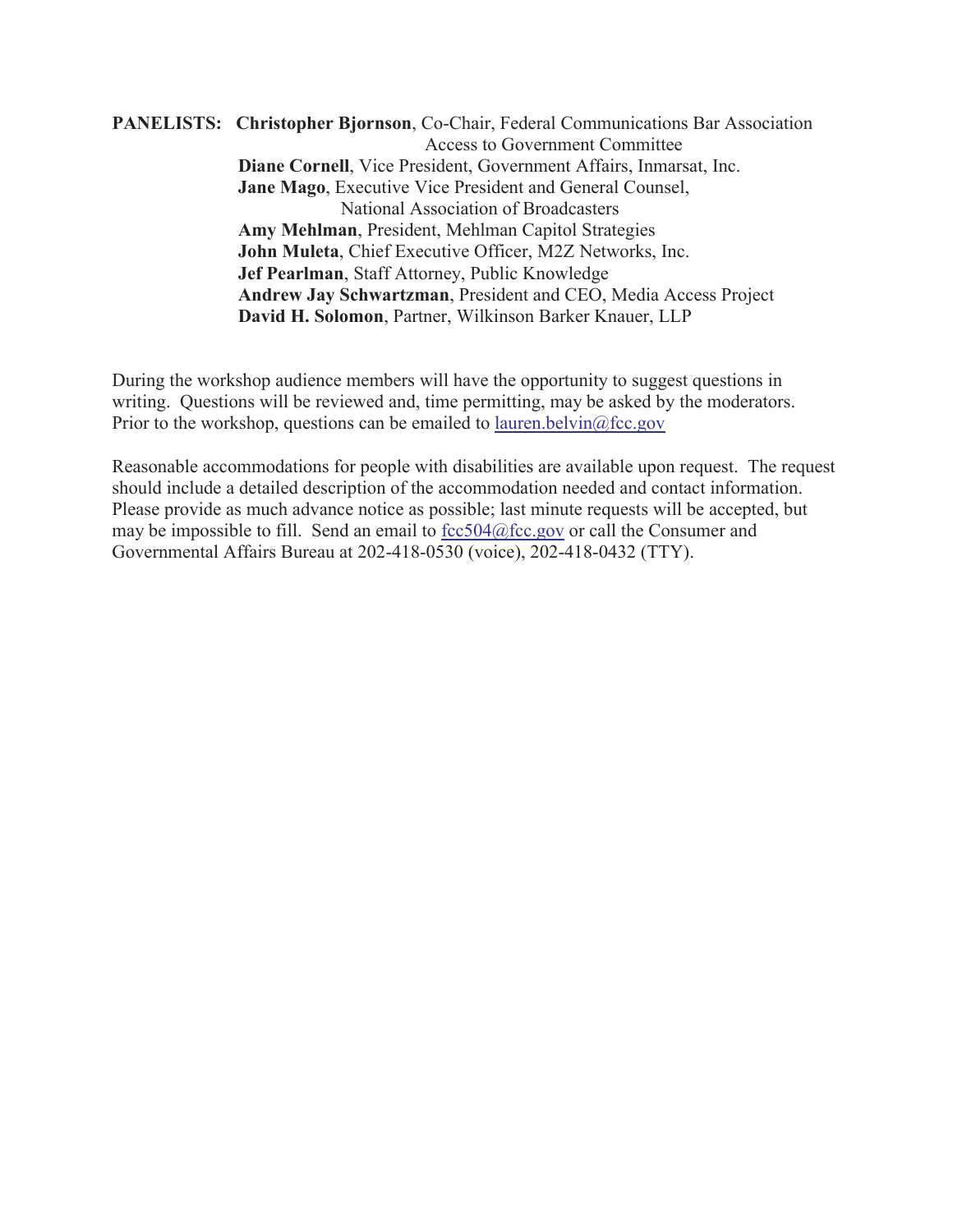**PANELISTS:** **Christopher Bjornson**, Co-Chair, Federal Communications Bar Association Access to Government Committee
**Diane Cornell**, Vice President, Government Affairs, Inmarsat, Inc.
**Jane Mago**, Executive Vice President and General Counsel, National Association of Broadcasters
**Amy Mehlman**, President, Mehlman Capitol Strategies
**John Muleta**, Chief Executive Officer, M2Z Networks, Inc.
**Jef Pearlman**, Staff Attorney, Public Knowledge
**Andrew Jay Schwartzman**, President and CEO, Media Access Project
**David H. Solomon**, Partner, Wilkinson Barker Knauer, LLP

During the workshop audience members will have the opportunity to suggest questions in writing. Questions will be reviewed and, time permitting, may be asked by the moderators. Prior to the workshop, questions can be emailed to lauren.belvin@fcc.gov

Reasonable accommodations for people with disabilities are available upon request. The request should include a detailed description of the accommodation needed and contact information. Please provide as much advance notice as possible; last minute requests will be accepted, but may be impossible to fill. Send an email to fcc504@fcc.gov or call the Consumer and Governmental Affairs Bureau at 202-418-0530 (voice), 202-418-0432 (TTY).